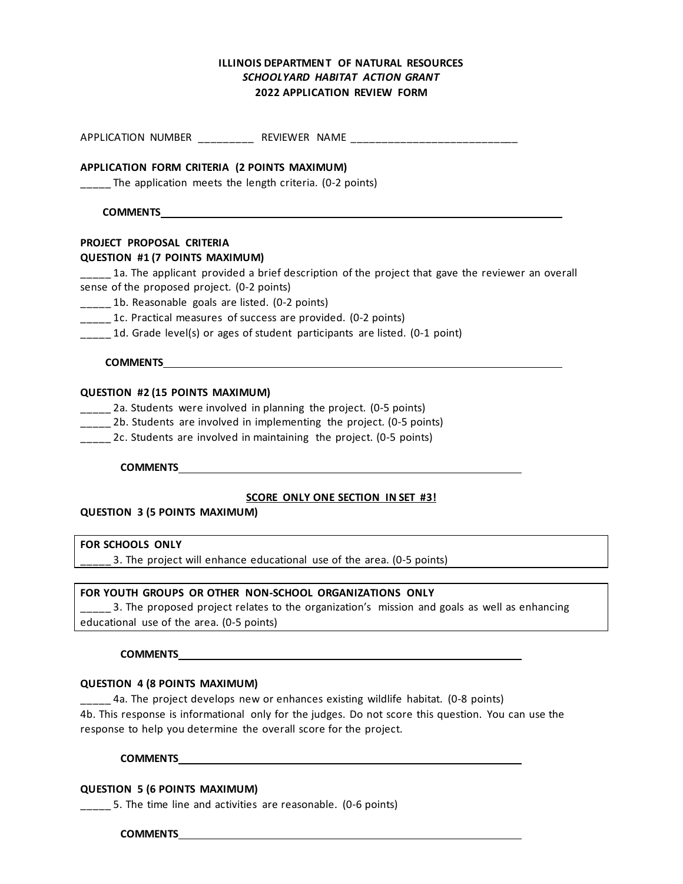# ILLINOIS DEPARTMENT OF NATURAL RESOURCES

*SCHOOLYARD HABITAT ACTION GRANT*

**2022 APPLICATION REVIEW FORM**

APPLICATION NUMBER _________ REVIEWER NAME ____________________________

**APPLICATION FORM CRITERIA (2 POINTS MAXIMUM)**

_____ The application meets the length criteria. (0-2 points)

**COMMENTS**________________________________________________________________

**PROJECT PROPOSAL CRITERIA**

**QUESTION #1 (7 POINTS MAXIMUM)**

_____ 1a. The applicant provided a brief description of the project that gave the reviewer an overall sense of the proposed project. (0-2 points)

_____ 1b. Reasonable goals are listed. (0-2 points)

_____ 1c. Practical measures of success are provided. (0-2 points)

_____ 1d. Grade level(s) or ages of student participants are listed. (0-1 point)

**COMMENTS**________________________________________________________________

**QUESTION #2 (15 POINTS MAXIMUM)**

_____ 2a. Students were involved in planning the project. (0-5 points)

_____ 2b. Students are involved in implementing the project. (0-5 points)

_____ 2c. Students are involved in maintaining the project. (0-5 points)

**COMMENTS**________________________________________________________

**SCORE ONLY ONE SECTION IN SET #3!**

**QUESTION 3 (5 POINTS MAXIMUM)**

**FOR SCHOOLS ONLY**

_____ 3. The project will enhance educational use of the area. (0-5 points)

**FOR YOUTH GROUPS OR OTHER NON-SCHOOL ORGANIZATIONS ONLY**

_____ 3. The proposed project relates to the organization's mission and goals as well as enhancing educational use of the area. (0-5 points)

**COMMENTS**________________________________________________________

**QUESTION 4 (8 POINTS MAXIMUM)**

_____ 4a. The project develops new or enhances existing wildlife habitat. (0-8 points)

4b. This response is informational only for the judges. Do not score this question. You can use the response to help you determine the overall score for the project.

**COMMENTS**________________________________________________________

**QUESTION 5 (6 POINTS MAXIMUM)**

_____ 5. The time line and activities are reasonable. (0-6 points)

**COMMENTS**________________________________________________________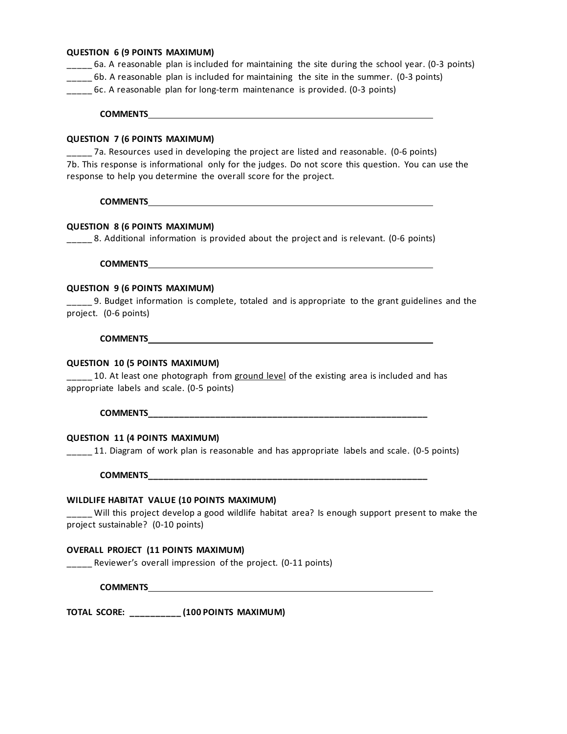**QUESTION 6 (9 POINTS MAXIMUM)**

_____ 6a. A reasonable plan is included for maintaining the site during the school year. (0-3 points)

_____ 6b. A reasonable plan is included for maintaining the site in the summer. (0-3 points)

_____ 6c. A reasonable plan for long-term maintenance is provided. (0-3 points)

**COMMENTS**_______________________________________________________________

**QUESTION 7 (6 POINTS MAXIMUM)**

_____ 7a. Resources used in developing the project are listed and reasonable. (0-6 points)

7b. This response is informational only for the judges. Do not score this question. You can use the response to help you determine the overall score for the project.

**COMMENTS**_______________________________________________________________

**QUESTION 8 (6 POINTS MAXIMUM)**

_____ 8. Additional information is provided about the project and is relevant. (0-6 points)

**COMMENTS**_______________________________________________________________

**QUESTION 9 (6 POINTS MAXIMUM)**

_____ 9. Budget information is complete, totaled and is appropriate to the grant guidelines and the project. (0-6 points)

**COMMENTS**_______________________________________________________________

**QUESTION 10 (5 POINTS MAXIMUM)**

_____ 10. At least one photograph from <u>ground level</u> of the existing area is included and has appropriate labels and scale. (0-5 points)

**COMMENTS**_______________________________________________________________

**QUESTION 11 (4 POINTS MAXIMUM)**

_____ 11. Diagram of work plan is reasonable and has appropriate labels and scale. (0-5 points)

**COMMENTS**_______________________________________________________________

**WILDLIFE HABITAT VALUE (10 POINTS MAXIMUM)**

_____ Will this project develop a good wildlife habitat area? Is enough support present to make the project sustainable? (0-10 points)

**OVERALL PROJECT (11 POINTS MAXIMUM)**

_____ Reviewer's overall impression of the project. (0-11 points)

**COMMENTS**_______________________________________________________________

**TOTAL SCORE: __________ (100 POINTS MAXIMUM)**